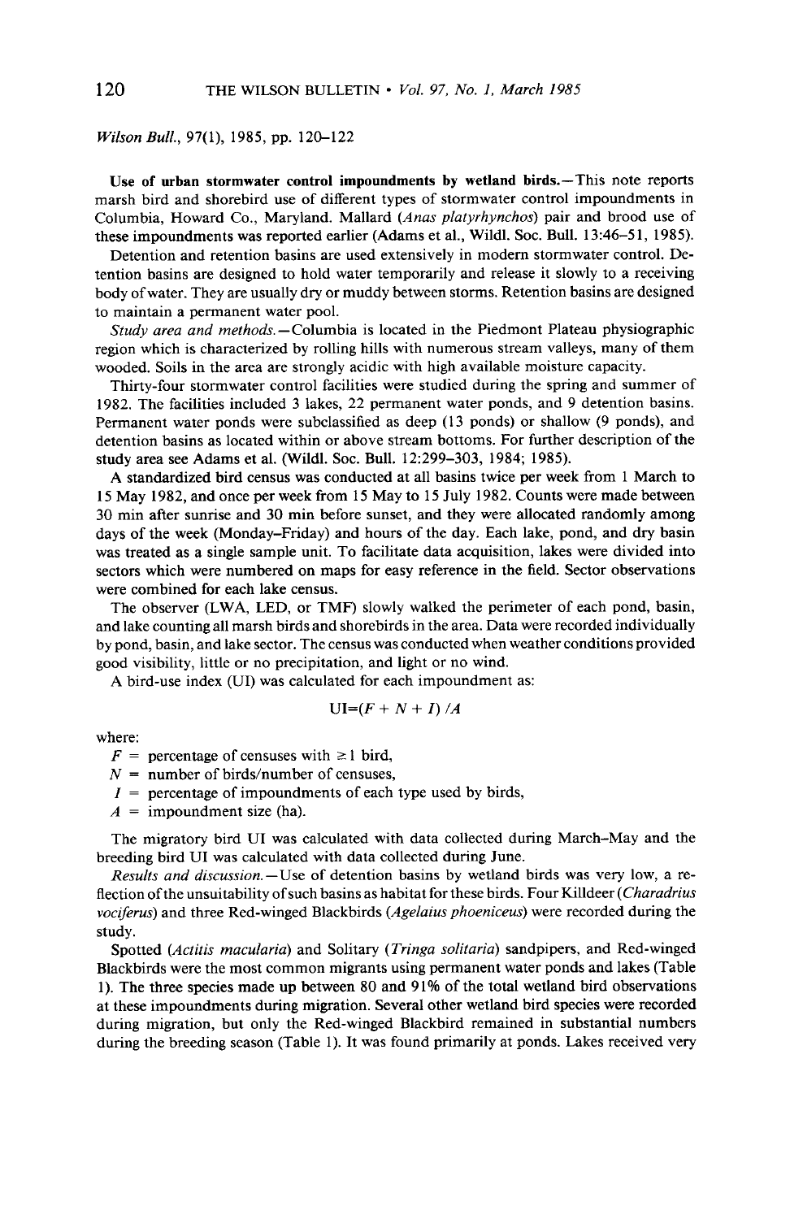*Wilson Bull.*, 97(1), 1985, pp. 120–122

**Use of urban stormwater control impoundments by wetland birds.**—This note reports marsh bird and shorebird use of different types of stormwater control impoundments in Columbia, Howard Co., Maryland. Mallard (*Anas platyrhynchos*) pair and brood use of these impoundments was reported earlier (Adams et al., Wildl. Soc. Bull. 13:46–51, 1985).

Detention and retention basins are used extensively in modern stormwater control. Detention basins are designed to hold water temporarily and release it slowly to a receiving body of water. They are usually dry or muddy between storms. Retention basins are designed to maintain a permanent water pool.

*Study area and methods.*—Columbia is located in the Piedmont Plateau physiographic region which is characterized by rolling hills with numerous stream valleys, many of them wooded. Soils in the area are strongly acidic with high available moisture capacity.

Thirty-four stormwater control facilities were studied during the spring and summer of 1982. The facilities included 3 lakes, 22 permanent water ponds, and 9 detention basins. Permanent water ponds were subclassified as deep (13 ponds) or shallow (9 ponds), and detention basins as located within or above stream bottoms. For further description of the study area see Adams et al. (Wildl. Soc. Bull. 12:299–303, 1984; 1985).

A standardized bird census was conducted at all basins twice per week from 1 March to 15 May 1982, and once per week from 15 May to 15 July 1982. Counts were made between 30 min after sunrise and 30 min before sunset, and they were allocated randomly among days of the week (Monday–Friday) and hours of the day. Each lake, pond, and dry basin was treated as a single sample unit. To facilitate data acquisition, lakes were divided into sectors which were numbered on maps for easy reference in the field. Sector observations were combined for each lake census.

The observer (LWA, LED, or TMF) slowly walked the perimeter of each pond, basin, and lake counting all marsh birds and shorebirds in the area. Data were recorded individually by pond, basin, and lake sector. The census was conducted when weather conditions provided good visibility, little or no precipitation, and light or no wind.

A bird-use index (UI) was calculated for each impoundment as:

$$\text{UI}=(F + N + I)/A$$

where:

$F$ = percentage of censuses with $\geq 1$ bird,
$N$ = number of birds/number of censuses,
$I$ = percentage of impoundments of each type used by birds,
$A$ = impoundment size (ha).

The migratory bird UI was calculated with data collected during March–May and the breeding bird UI was calculated with data collected during June.

*Results and discussion.*—Use of detention basins by wetland birds was very low, a reflection of the unsuitability of such basins as habitat for these birds. Four Killdeer (*Charadrius vociferus*) and three Red-winged Blackbirds (*Agelaius phoeniceus*) were recorded during the study.

Spotted (*Actitis macularia*) and Solitary (*Tringa solitaria*) sandpipers, and Red-winged Blackbirds were the most common migrants using permanent water ponds and lakes (Table 1). The three species made up between 80 and 91% of the total wetland bird observations at these impoundments during migration. Several other wetland bird species were recorded during migration, but only the Red-winged Blackbird remained in substantial numbers during the breeding season (Table 1). It was found primarily at ponds. Lakes received very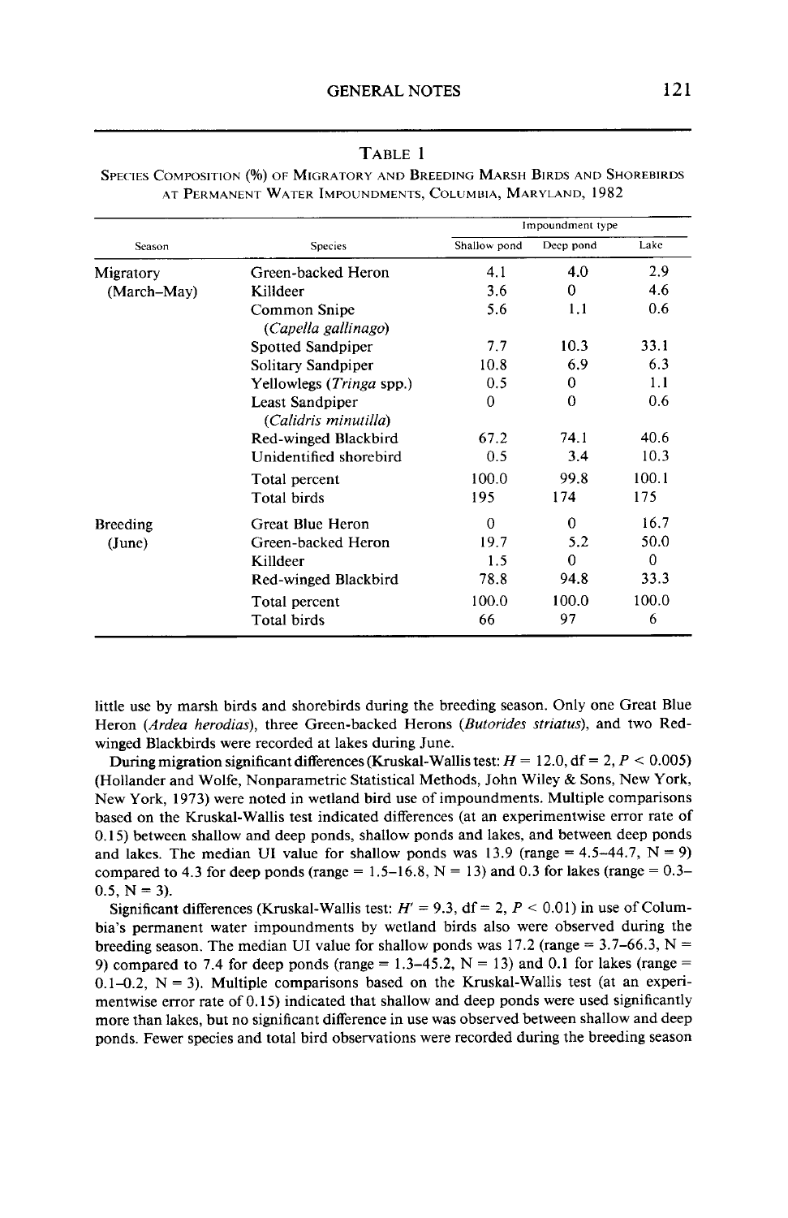TABLE 1

SPECIES COMPOSITION (%) OF MIGRATORY AND BREEDING MARSH BIRDS AND SHOREBIRDS AT PERMANENT WATER IMPOUNDMENTS, COLUMBIA, MARYLAND, 1982

| Season | Species | Impoundment type | | |
|---|---|---|---|---|
| | | Shallow pond | Deep pond | Lake |
| Migratory (March–May) | Green-backed Heron | 4.1 | 4.0 | 2.9 |
| | Killdeer | 3.6 | 0 | 4.6 |
| | Common Snipe (*Capella gallinago*) | 5.6 | 1.1 | 0.6 |
| | Spotted Sandpiper | 7.7 | 10.3 | 33.1 |
| | Solitary Sandpiper | 10.8 | 6.9 | 6.3 |
| | Yellowlegs (*Tringa* spp.) | 0.5 | 0 | 1.1 |
| | Least Sandpiper (*Calidris minutilla*) | 0 | 0 | 0.6 |
| | Red-winged Blackbird | 67.2 | 74.1 | 40.6 |
| | Unidentified shorebird | 0.5 | 3.4 | 10.3 |
| | Total percent | 100.0 | 99.8 | 100.1 |
| | Total birds | 195 | 174 | 175 |
| Breeding (June) | Great Blue Heron | 0 | 0 | 16.7 |
| | Green-backed Heron | 19.7 | 5.2 | 50.0 |
| | Killdeer | 1.5 | 0 | 0 |
| | Red-winged Blackbird | 78.8 | 94.8 | 33.3 |
| | Total percent | 100.0 | 100.0 | 100.0 |
| | Total birds | 66 | 97 | 6 |

little use by marsh birds and shorebirds during the breeding season. Only one Great Blue Heron (*Ardea herodias*), three Green-backed Herons (*Butorides striatus*), and two Red-winged Blackbirds were recorded at lakes during June.

**During migration significant differences** (Kruskal-Wallis test: $H = 12.0$, df = 2, $P < 0.005$) (Hollander and Wolfe, Nonparametric Statistical Methods, John Wiley & Sons, New York, New York, 1973) were noted in wetland bird use of impoundments. Multiple comparisons based on the Kruskal-Wallis test indicated differences (at an experimentwise error rate of 0.15) between shallow and deep ponds, shallow ponds and lakes, and between deep ponds and lakes. The median UI value for shallow ponds was 13.9 (range = 4.5–44.7, N = 9) compared to 4.3 for deep ponds (range = 1.5–16.8, N = 13) and 0.3 for lakes (range = 0.3–0.5, N = 3).

Significant differences (Kruskal-Wallis test: $H' = 9.3$, df = 2, $P < 0.01$) in use of Columbia's permanent water impoundments by wetland birds also were observed during the breeding season. The median UI value for shallow ponds was 17.2 (range = 3.7–66.3, N = 9) compared to 7.4 for deep ponds (range = 1.3–45.2, N = 13) and 0.1 for lakes (range = 0.1–0.2, N = 3). Multiple comparisons based on the Kruskal-Wallis test (at an experimentwise error rate of 0.15) indicated that shallow and deep ponds were used significantly more than lakes, but no significant difference in use was observed between shallow and deep ponds. Fewer species and total bird observations were recorded during the breeding season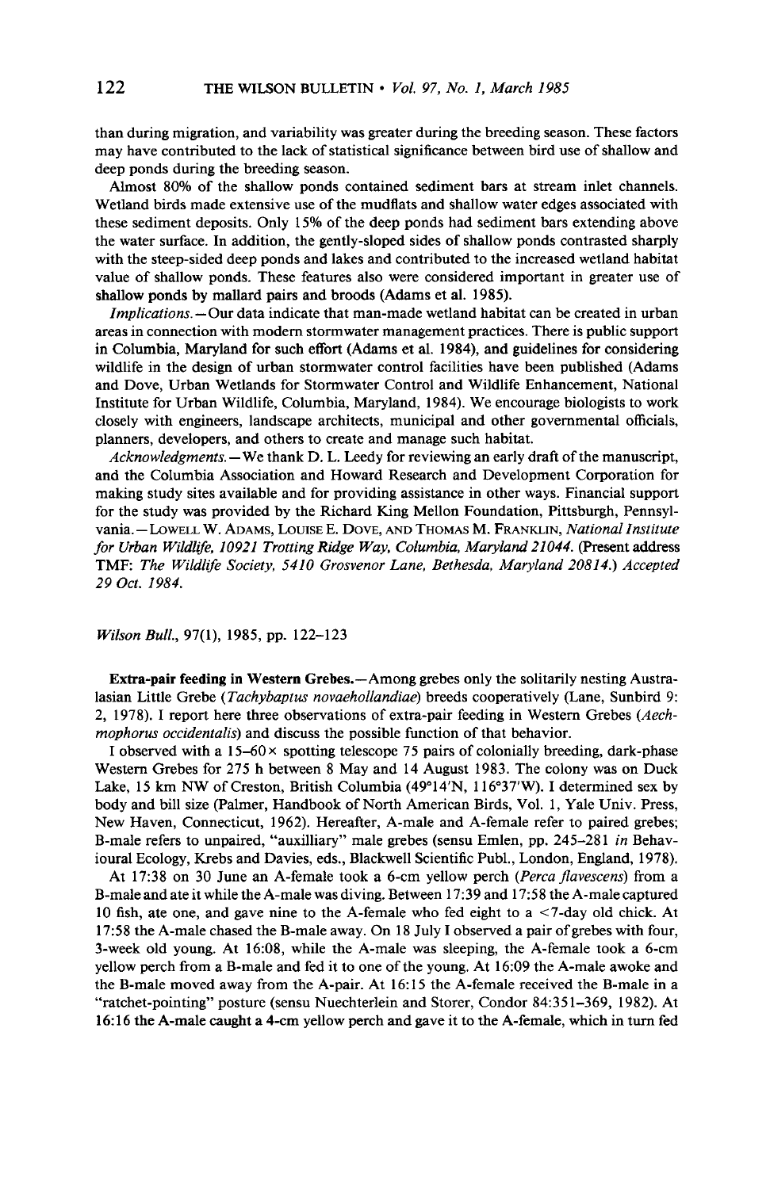than during migration, and variability was greater during the breeding season. These factors may have contributed to the lack of statistical significance between bird use of shallow and deep ponds during the breeding season.

Almost 80% of the shallow ponds contained sediment bars at stream inlet channels. Wetland birds made extensive use of the mudflats and shallow water edges associated with these sediment deposits. Only 15% of the deep ponds had sediment bars extending above the water surface. In addition, the gently-sloped sides of shallow ponds contrasted sharply with the steep-sided deep ponds and lakes and contributed to the increased wetland habitat value of shallow ponds. These features also were considered important in greater use of shallow ponds by mallard pairs and broods (Adams et al. 1985).

*Implications.*—Our data indicate that man-made wetland habitat can be created in urban areas in connection with modern stormwater management practices. There is public support in Columbia, Maryland for such effort (Adams et al. 1984), and guidelines for considering wildlife in the design of urban stormwater control facilities have been published (Adams and Dove, Urban Wetlands for Stormwater Control and Wildlife Enhancement, National Institute for Urban Wildlife, Columbia, Maryland, 1984). We encourage biologists to work closely with engineers, landscape architects, municipal and other governmental officials, planners, developers, and others to create and manage such habitat.

*Acknowledgments.*—We thank D. L. Leedy for reviewing an early draft of the manuscript, and the Columbia Association and Howard Research and Development Corporation for making study sites available and for providing assistance in other ways. Financial support for the study was provided by the Richard King Mellon Foundation, Pittsburgh, Pennsylvania.—LOWELL W. ADAMS, LOUISE E. DOVE, AND THOMAS M. FRANKLIN, *National Institute for Urban Wildlife, 10921 Trotting Ridge Way, Columbia, Maryland 21044.* (Present address TMF: *The Wildlife Society, 5410 Grosvenor Lane, Bethesda, Maryland 20814.*) *Accepted 29 Oct. 1984.*

*Wilson Bull.*, 97(1), 1985, pp. 122–123

**Extra-pair feeding in Western Grebes.**—Among grebes only the solitarily nesting Australasian Little Grebe (*Tachybaptus novaehollandiae*) breeds cooperatively (Lane, Sunbird 9: 2, 1978). I report here three observations of extra-pair feeding in Western Grebes (*Aechmophorus occidentalis*) and discuss the possible function of that behavior.

I observed with a 15–60× spotting telescope 75 pairs of colonially breeding, dark-phase Western Grebes for 275 h between 8 May and 14 August 1983. The colony was on Duck Lake, 15 km NW of Creston, British Columbia (49°14′N, 116°37′W). I determined sex by body and bill size (Palmer, Handbook of North American Birds, Vol. 1, Yale Univ. Press, New Haven, Connecticut, 1962). Hereafter, A-male and A-female refer to paired grebes; B-male refers to unpaired, "auxilliary" male grebes (sensu Emlen, pp. 245–281 *in* Behavioural Ecology, Krebs and Davies, eds., Blackwell Scientific Publ., London, England, 1978).

At 17:38 on 30 June an A-female took a 6-cm yellow perch (*Perca flavescens*) from a B-male and ate it while the A-male was diving. Between 17:39 and 17:58 the A-male captured 10 fish, ate one, and gave nine to the A-female who fed eight to a <7-day old chick. At 17:58 the A-male chased the B-male away. On 18 July I observed a pair of grebes with four, 3-week old young. At 16:08, while the A-male was sleeping, the A-female took a 6-cm yellow perch from a B-male and fed it to one of the young. At 16:09 the A-male awoke and the B-male moved away from the A-pair. At 16:15 the A-female received the B-male in a "ratchet-pointing" posture (sensu Nuechterlein and Storer, Condor 84:351–369, 1982). At 16:16 the A-male caught a 4-cm yellow perch and gave it to the A-female, which in turn fed